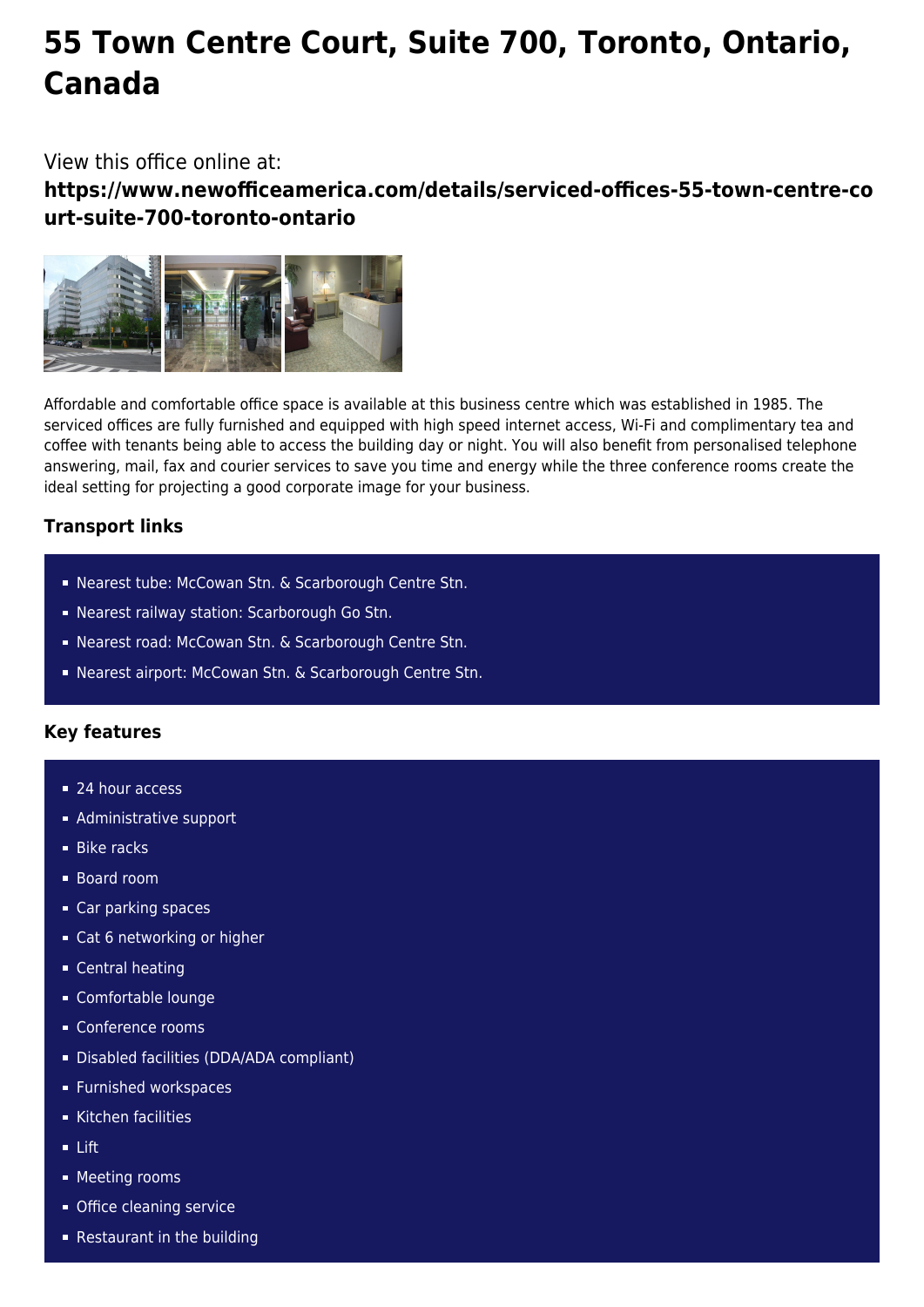# 55 Town Centre Court, Suite 700, Toronto, Ontario, Canada

View this office online at:

**https://www.newofficeamerica.com/details/serviced-offices-55-town-centre-court-suite-700-toronto-ontario**

Affordable and comfortable office space is available at this business centre which was established in 1985. The serviced offices are fully furnished and equipped with high speed internet access, Wi-Fi and complimentary tea and coffee with tenants being able to access the building day or night. You will also benefit from personalised telephone answering, mail, fax and courier services to save you time and energy while the three conference rooms create the ideal setting for projecting a good corporate image for your business.

### Transport links

- Nearest tube: McCowan Stn. & Scarborough Centre Stn.
- Nearest railway station: Scarborough Go Stn.
- Nearest road: McCowan Stn. & Scarborough Centre Stn.
- Nearest airport: McCowan Stn. & Scarborough Centre Stn.

### Key features

- 24 hour access
- Administrative support
- Bike racks
- Board room
- Car parking spaces
- Cat 6 networking or higher
- Central heating
- Comfortable lounge
- Conference rooms
- Disabled facilities (DDA/ADA compliant)
- Furnished workspaces
- Kitchen facilities
- Lift
- Meeting rooms
- Office cleaning service
- Restaurant in the building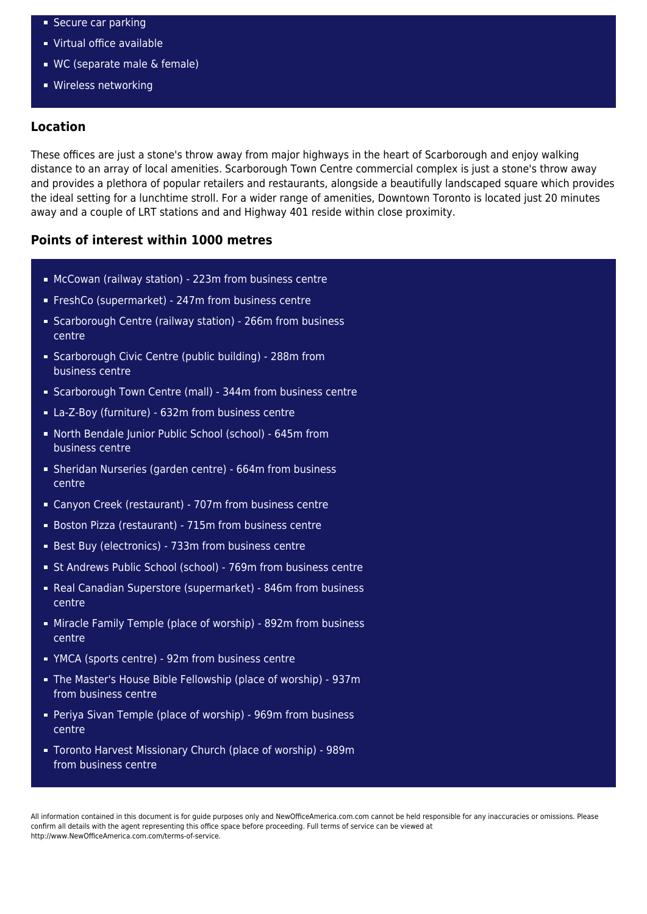- Secure car parking
- Virtual office available
- WC (separate male & female)
- Wireless networking

## Location

These offices are just a stone's throw away from major highways in the heart of Scarborough and enjoy walking distance to an array of local amenities. Scarborough Town Centre commercial complex is just a stone's throw away and provides a plethora of popular retailers and restaurants, alongside a beautifully landscaped square which provides the ideal setting for a lunchtime stroll. For a wider range of amenities, Downtown Toronto is located just 20 minutes away and a couple of LRT stations and and Highway 401 reside within close proximity.

## Points of interest within 1000 metres

- McCowan (railway station) - 223m from business centre
- FreshCo (supermarket) - 247m from business centre
- Scarborough Centre (railway station) - 266m from business centre
- Scarborough Civic Centre (public building) - 288m from business centre
- Scarborough Town Centre (mall) - 344m from business centre
- La-Z-Boy (furniture) - 632m from business centre
- North Bendale Junior Public School (school) - 645m from business centre
- Sheridan Nurseries (garden centre) - 664m from business centre
- Canyon Creek (restaurant) - 707m from business centre
- Boston Pizza (restaurant) - 715m from business centre
- Best Buy (electronics) - 733m from business centre
- St Andrews Public School (school) - 769m from business centre
- Real Canadian Superstore (supermarket) - 846m from business centre
- Miracle Family Temple (place of worship) - 892m from business centre
- YMCA (sports centre) - 92m from business centre
- The Master's House Bible Fellowship (place of worship) - 937m from business centre
- Periya Sivan Temple (place of worship) - 969m from business centre
- Toronto Harvest Missionary Church (place of worship) - 989m from business centre

All information contained in this document is for guide purposes only and NewOfficeAmerica.com.com cannot be held responsible for any inaccuracies or omissions. Please confirm all details with the agent representing this office space before proceeding. Full terms of service can be viewed at http://www.NewOfficeAmerica.com.com/terms-of-service.